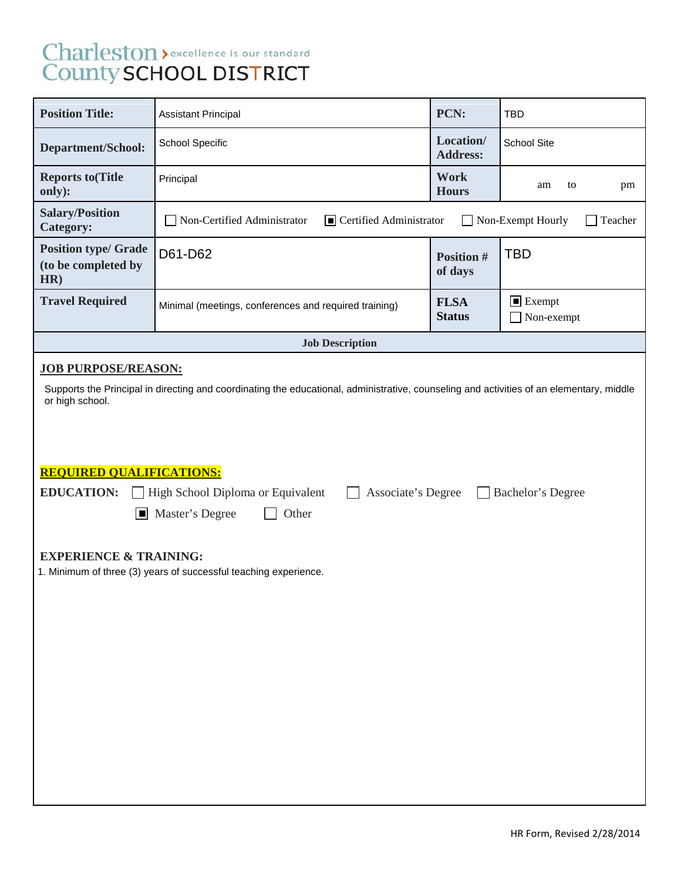# Charleston County SCHOOL DISTRICT

excellence is our standard

| Position Title: | Assistant Principal | PCN: | TBD |
|---|---|---|---|
| Department/School: | School Specific | Location/ Address: | School Site |
| Reports to(Title only): | Principal | Work Hours | am to pm |
| Salary/Position Category: | ☐ Non-Certified Administrator ■ Certified Administrator ☐ Non-Exempt Hourly ☐ Teacher | | |
| Position type/ Grade (to be completed by HR) | D61-D62 | Position # of days | TBD |
| Travel Required | Minimal (meetings, conferences and required training) | FLSA Status | ■ Exempt ☐ Non-exempt |

**Job Description**

**JOB PURPOSE/REASON:**

Supports the Principal in directing and coordinating the educational, administrative, counseling and activities of an elementary, middle or high school.

**REQUIRED QUALIFICATIONS:**

**EDUCATION:** ☐ High School Diploma or Equivalent ☐ Associate's Degree ☐ Bachelor's Degree ■ Master's Degree ☐ Other

**EXPERIENCE & TRAINING:**

1. Minimum of three (3) years of successful teaching experience.

HR Form, Revised 2/28/2014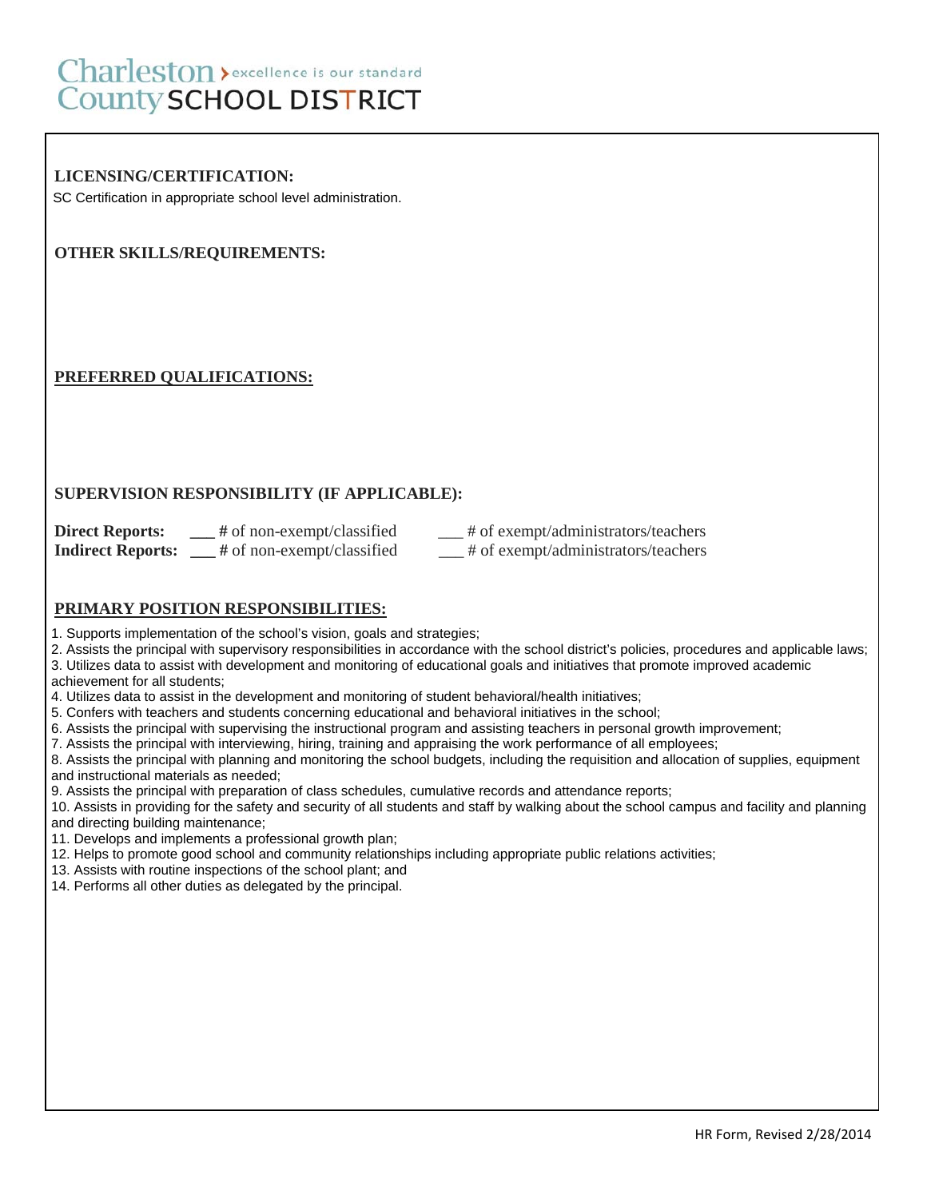Charleston County SCHOOL DISTRICT — excellence is our standard

**LICENSING/CERTIFICATION:**

SC Certification in appropriate school level administration.

**OTHER SKILLS/REQUIREMENTS:**

**PREFERRED QUALIFICATIONS:**

**SUPERVISION RESPONSIBILITY (IF APPLICABLE):**

**Direct Reports:** ___ # of non-exempt/classified ___ # of exempt/administrators/teachers
**Indirect Reports:** ___ # of non-exempt/classified ___ # of exempt/administrators/teachers

**PRIMARY POSITION RESPONSIBILITIES:**

1. Supports implementation of the school's vision, goals and strategies;
2. Assists the principal with supervisory responsibilities in accordance with the school district's policies, procedures and applicable laws;
3. Utilizes data to assist with development and monitoring of educational goals and initiatives that promote improved academic achievement for all students;
4. Utilizes data to assist in the development and monitoring of student behavioral/health initiatives;
5. Confers with teachers and students concerning educational and behavioral initiatives in the school;
6. Assists the principal with supervising the instructional program and assisting teachers in personal growth improvement;
7. Assists the principal with interviewing, hiring, training and appraising the work performance of all employees;
8. Assists the principal with planning and monitoring the school budgets, including the requisition and allocation of supplies, equipment and instructional materials as needed;
9. Assists the principal with preparation of class schedules, cumulative records and attendance reports;
10. Assists in providing for the safety and security of all students and staff by walking about the school campus and facility and planning and directing building maintenance;
11. Develops and implements a professional growth plan;
12. Helps to promote good school and community relationships including appropriate public relations activities;
13. Assists with routine inspections of the school plant; and
14. Performs all other duties as delegated by the principal.

HR Form, Revised 2/28/2014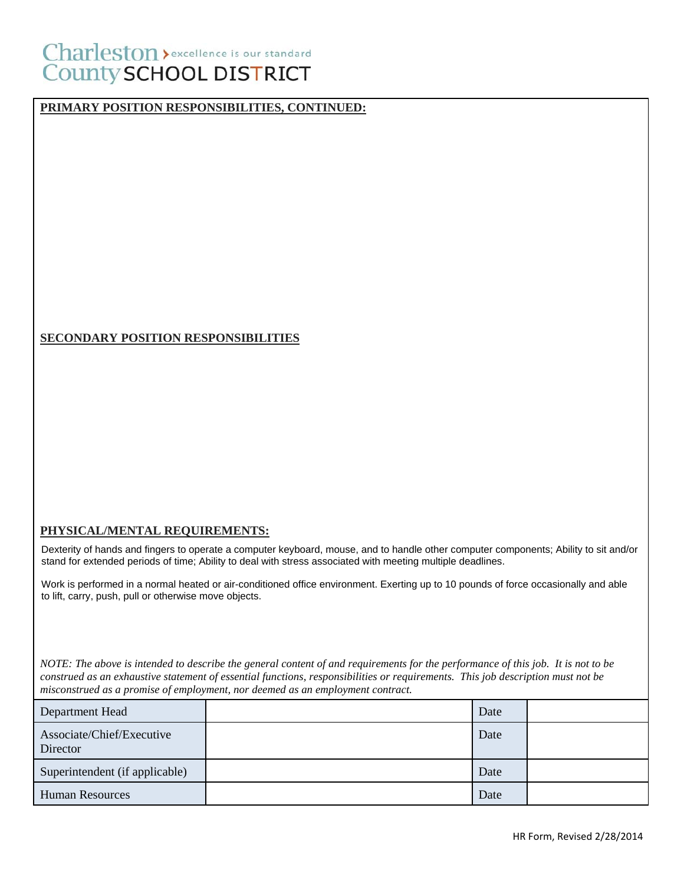Charleston County SCHOOL DISTRICT — excellence is our standard

**PRIMARY POSITION RESPONSIBILITIES, CONTINUED:**

**SECONDARY POSITION RESPONSIBILITIES**

**PHYSICAL/MENTAL REQUIREMENTS:**

Dexterity of hands and fingers to operate a computer keyboard, mouse, and to handle other computer components; Ability to sit and/or stand for extended periods of time; Ability to deal with stress associated with meeting multiple deadlines.

Work is performed in a normal heated or air-conditioned office environment. Exerting up to 10 pounds of force occasionally and able to lift, carry, push, pull or otherwise move objects.

*NOTE: The above is intended to describe the general content of and requirements for the performance of this job. It is not to be construed as an exhaustive statement of essential functions, responsibilities or requirements. This job description must not be misconstrued as a promise of employment, nor deemed as an employment contract.*

| | | | |
|---|---|---|---|
| Department Head | | Date | |
| Associate/Chief/Executive Director | | Date | |
| Superintendent (if applicable) | | Date | |
| Human Resources | | Date | |

HR Form, Revised 2/28/2014